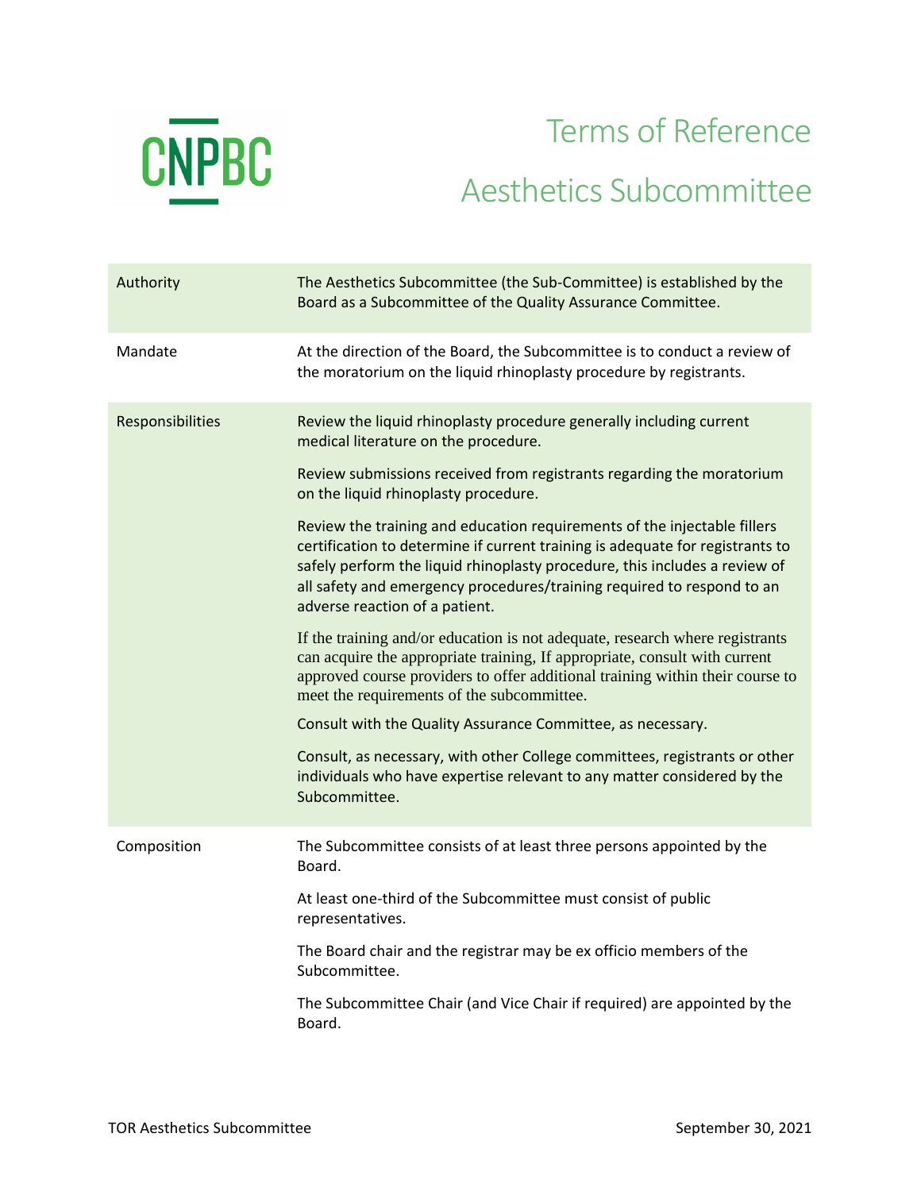CNPBC

# Terms of Reference

# Aesthetics Subcommittee

| | |
|---|---|
| Authority | The Aesthetics Subcommittee (the Sub-Committee) is established by the Board as a Subcommittee of the Quality Assurance Committee. |
| Mandate | At the direction of the Board, the Subcommittee is to conduct a review of the moratorium on the liquid rhinoplasty procedure by registrants. |
| Responsibilities | Review the liquid rhinoplasty procedure generally including current medical literature on the procedure.<br><br>Review submissions received from registrants regarding the moratorium on the liquid rhinoplasty procedure.<br><br>Review the training and education requirements of the injectable fillers certification to determine if current training is adequate for registrants to safely perform the liquid rhinoplasty procedure, this includes a review of all safety and emergency procedures/training required to respond to an adverse reaction of a patient.<br><br>If the training and/or education is not adequate, research where registrants can acquire the appropriate training, If appropriate, consult with current approved course providers to offer additional training within their course to meet the requirements of the subcommittee.<br><br>Consult with the Quality Assurance Committee, as necessary.<br><br>Consult, as necessary, with other College committees, registrants or other individuals who have expertise relevant to any matter considered by the Subcommittee. |
| Composition | The Subcommittee consists of at least three persons appointed by the Board.<br><br>At least one-third of the Subcommittee must consist of public representatives.<br><br>The Board chair and the registrar may be ex officio members of the Subcommittee.<br><br>The Subcommittee Chair (and Vice Chair if required) are appointed by the Board. |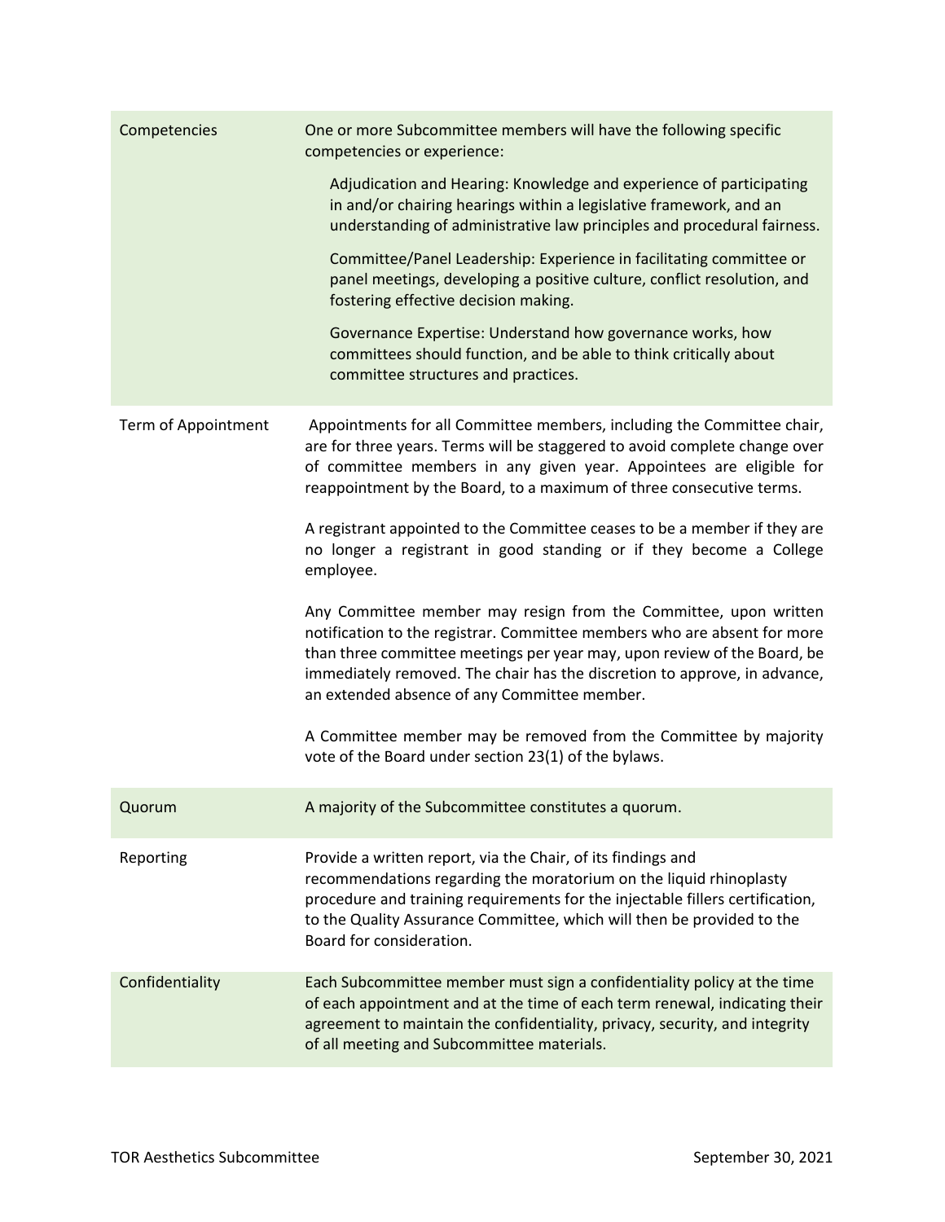| | |
|---|---|
| Competencies | One or more Subcommittee members will have the following specific competencies or experience:<br><br>Adjudication and Hearing: Knowledge and experience of participating in and/or chairing hearings within a legislative framework, and an understanding of administrative law principles and procedural fairness.<br><br>Committee/Panel Leadership: Experience in facilitating committee or panel meetings, developing a positive culture, conflict resolution, and fostering effective decision making.<br><br>Governance Expertise: Understand how governance works, how committees should function, and be able to think critically about committee structures and practices. |
| Term of Appointment | Appointments for all Committee members, including the Committee chair, are for three years. Terms will be staggered to avoid complete change over of committee members in any given year. Appointees are eligible for reappointment by the Board, to a maximum of three consecutive terms.<br><br>A registrant appointed to the Committee ceases to be a member if they are no longer a registrant in good standing or if they become a College employee.<br><br>Any Committee member may resign from the Committee, upon written notification to the registrar. Committee members who are absent for more than three committee meetings per year may, upon review of the Board, be immediately removed. The chair has the discretion to approve, in advance, an extended absence of any Committee member.<br><br>A Committee member may be removed from the Committee by majority vote of the Board under section 23(1) of the bylaws. |
| Quorum | A majority of the Subcommittee constitutes a quorum. |
| Reporting | Provide a written report, via the Chair, of its findings and recommendations regarding the moratorium on the liquid rhinoplasty procedure and training requirements for the injectable fillers certification, to the Quality Assurance Committee, which will then be provided to the Board for consideration. |
| Confidentiality | Each Subcommittee member must sign a confidentiality policy at the time of each appointment and at the time of each term renewal, indicating their agreement to maintain the confidentiality, privacy, security, and integrity of all meeting and Subcommittee materials. |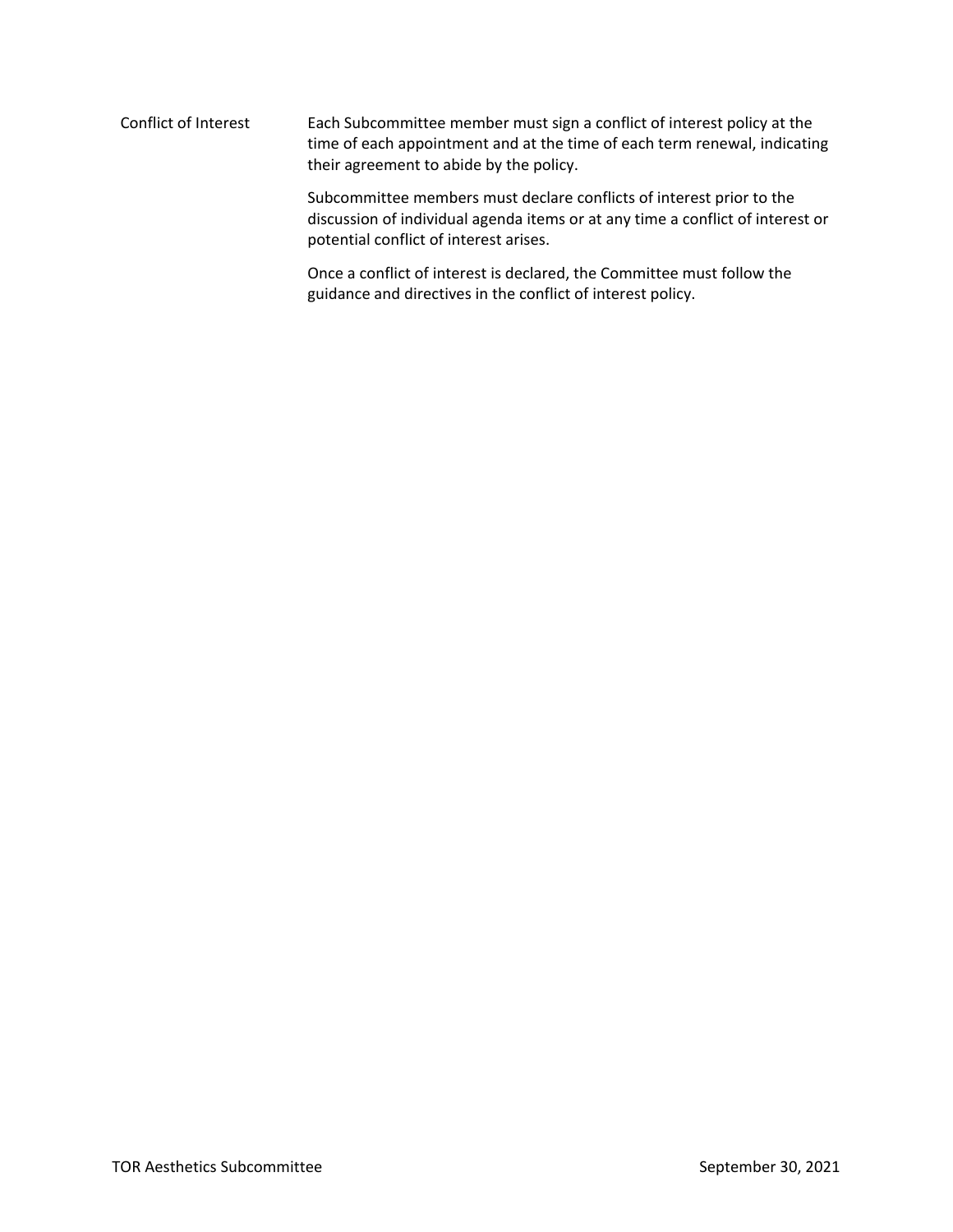| | |
|---|---|
| Conflict of Interest | Each Subcommittee member must sign a conflict of interest policy at the time of each appointment and at the time of each term renewal, indicating their agreement to abide by the policy.<br><br>Subcommittee members must declare conflicts of interest prior to the discussion of individual agenda items or at any time a conflict of interest or potential conflict of interest arises.<br><br>Once a conflict of interest is declared, the Committee must follow the guidance and directives in the conflict of interest policy. |